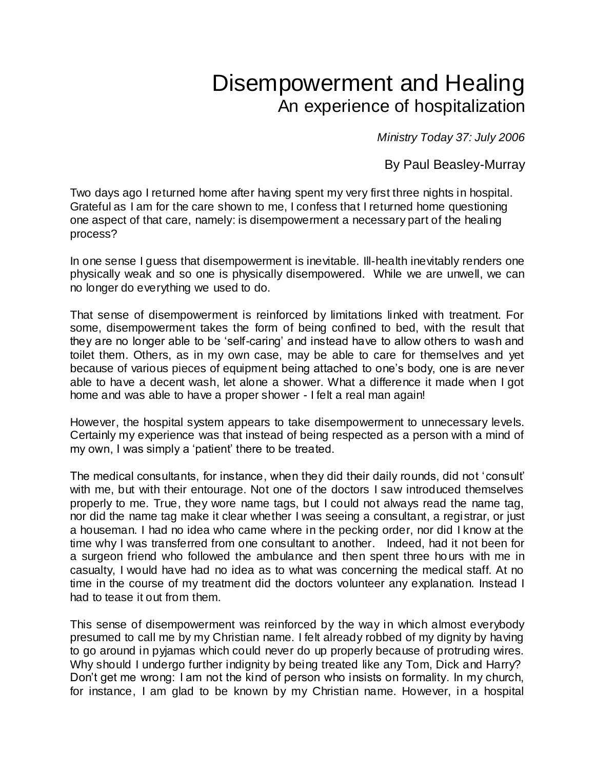# Disempowerment and Healing

## An experience of hospitalization

*Ministry Today 37: July 2006*

By Paul Beasley-Murray

Two days ago I returned home after having spent my very first three nights in hospital. Grateful as I am for the care shown to me, I confess that I returned home questioning one aspect of that care, namely: is disempowerment a necessary part of the healing process?

In one sense I guess that disempowerment is inevitable. Ill-health inevitably renders one physically weak and so one is physically disempowered. While we are unwell, we can no longer do everything we used to do.

That sense of disempowerment is reinforced by limitations linked with treatment. For some, disempowerment takes the form of being confined to bed, with the result that they are no longer able to be 'self-caring' and instead have to allow others to wash and toilet them. Others, as in my own case, may be able to care for themselves and yet because of various pieces of equipment being attached to one's body, one is are never able to have a decent wash, let alone a shower. What a difference it made when I got home and was able to have a proper shower - I felt a real man again!

However, the hospital system appears to take disempowerment to unnecessary levels. Certainly my experience was that instead of being respected as a person with a mind of my own, I was simply a 'patient' there to be treated.

The medical consultants, for instance, when they did their daily rounds, did not 'consult' with me, but with their entourage. Not one of the doctors I saw introduced themselves properly to me. True, they wore name tags, but I could not always read the name tag, nor did the name tag make it clear whether I was seeing a consultant, a registrar, or just a houseman. I had no idea who came where in the pecking order, nor did I know at the time why I was transferred from one consultant to another. Indeed, had it not been for a surgeon friend who followed the ambulance and then spent three hours with me in casualty, I would have had no idea as to what was concerning the medical staff. At no time in the course of my treatment did the doctors volunteer any explanation. Instead I had to tease it out from them.

This sense of disempowerment was reinforced by the way in which almost everybody presumed to call me by my Christian name. I felt already robbed of my dignity by having to go around in pyjamas which could never do up properly because of protruding wires. Why should I undergo further indignity by being treated like any Tom, Dick and Harry? Don't get me wrong: I am not the kind of person who insists on formality. In my church, for instance, I am glad to be known by my Christian name. However, in a hospital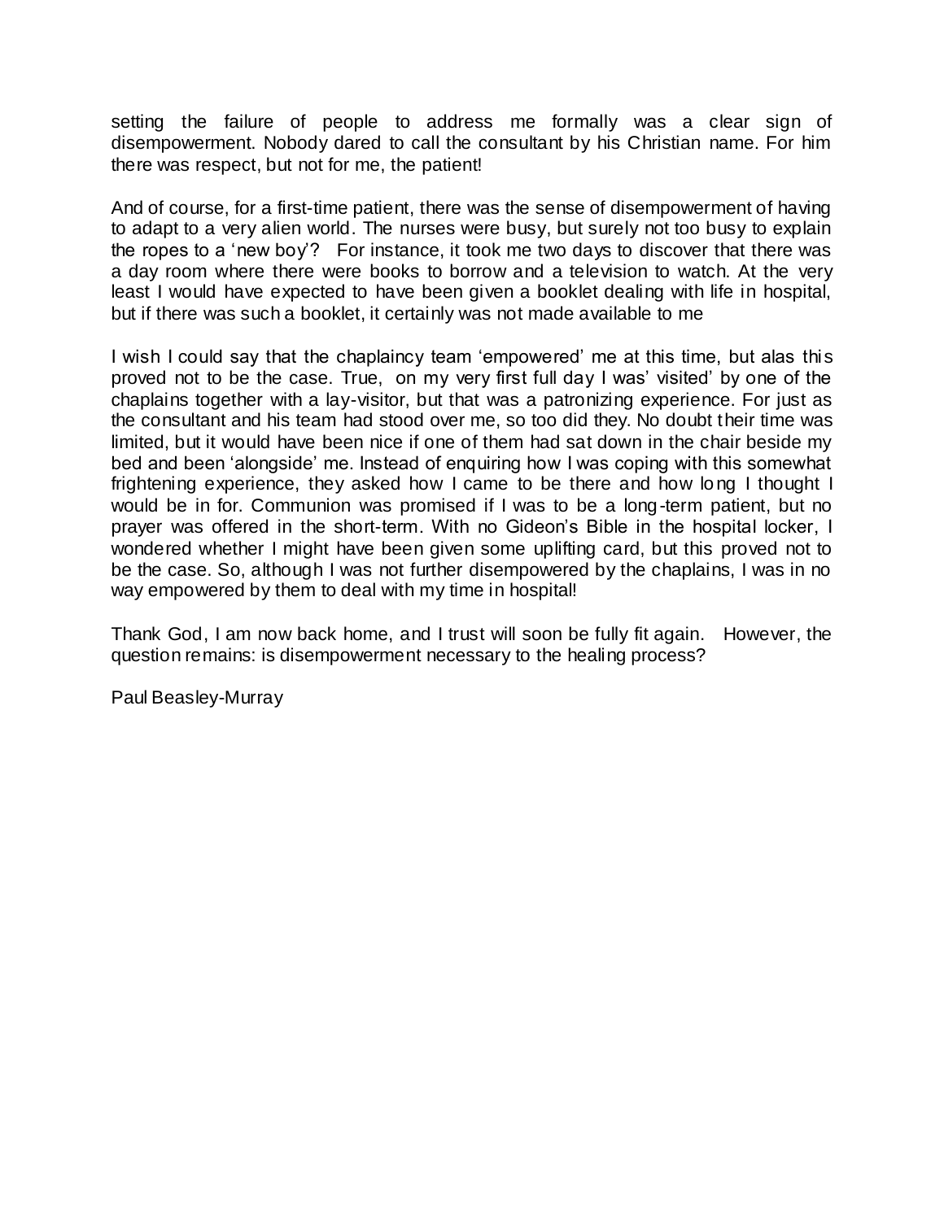setting the failure of people to address me formally was a clear sign of disempowerment. Nobody dared to call the consultant by his Christian name. For him there was respect, but not for me, the patient!

And of course, for a first-time patient, there was the sense of disempowerment of having to adapt to a very alien world. The nurses were busy, but surely not too busy to explain the ropes to a 'new boy'? For instance, it took me two days to discover that there was a day room where there were books to borrow and a television to watch. At the very least I would have expected to have been given a booklet dealing with life in hospital, but if there was such a booklet, it certainly was not made available to me

I wish I could say that the chaplaincy team 'empowered' me at this time, but alas this proved not to be the case. True, on my very first full day I was' visited' by one of the chaplains together with a lay-visitor, but that was a patronizing experience. For just as the consultant and his team had stood over me, so too did they. No doubt their time was limited, but it would have been nice if one of them had sat down in the chair beside my bed and been 'alongside' me. Instead of enquiring how I was coping with this somewhat frightening experience, they asked how I came to be there and how long I thought I would be in for. Communion was promised if I was to be a long-term patient, but no prayer was offered in the short-term. With no Gideon's Bible in the hospital locker, I wondered whether I might have been given some uplifting card, but this proved not to be the case. So, although I was not further disempowered by the chaplains, I was in no way empowered by them to deal with my time in hospital!

Thank God, I am now back home, and I trust will soon be fully fit again. However, the question remains: is disempowerment necessary to the healing process?

Paul Beasley-Murray